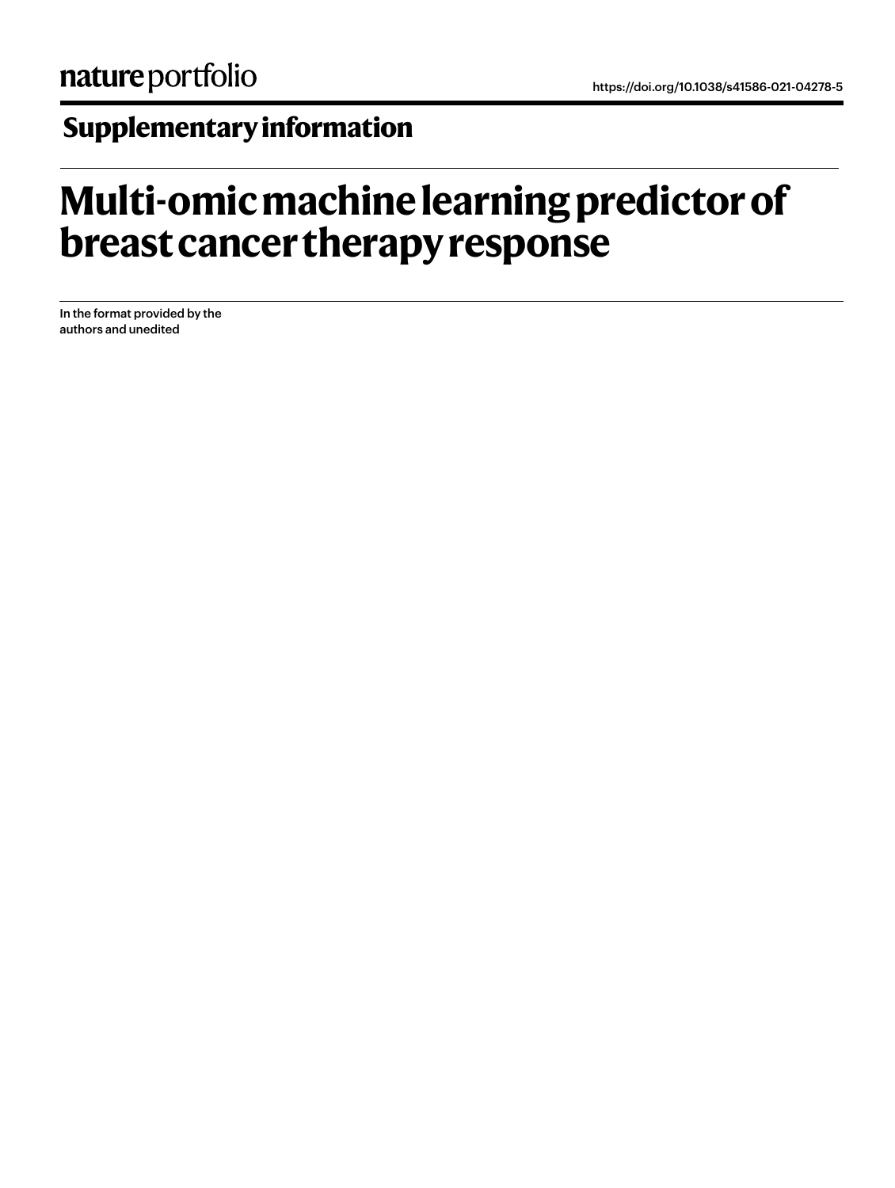nature portfolio

https://doi.org/10.1038/s41586-021-04278-5

## Supplementary information

# Multi-omic machine learning predictor of breast cancer therapy response

In the format provided by the authors and unedited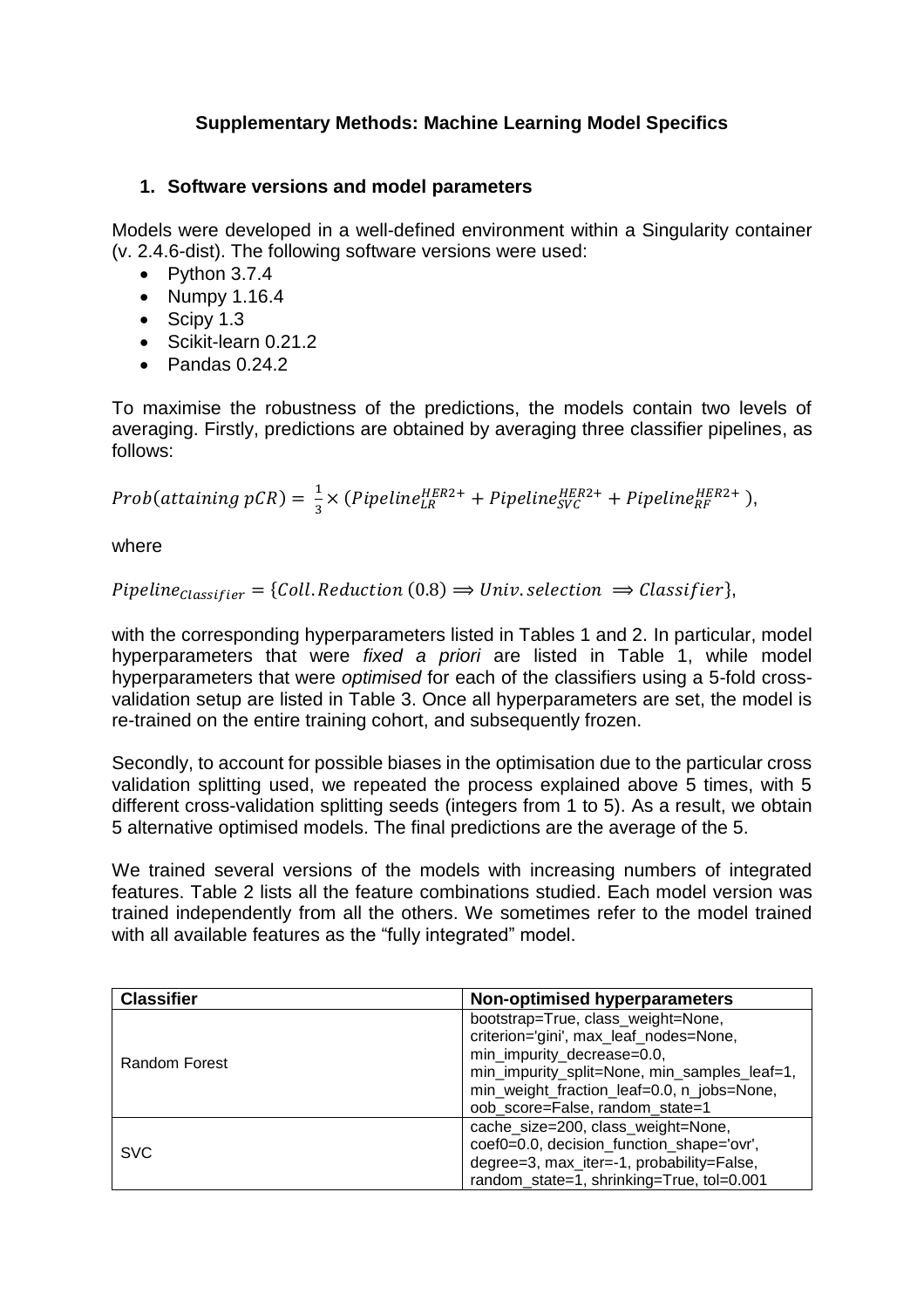**Supplementary Methods: Machine Learning Model Specifics**

## 1. Software versions and model parameters

Models were developed in a well-defined environment within a Singularity container (v. 2.4.6-dist). The following software versions were used:

- Python 3.7.4
- Numpy 1.16.4
- Scipy 1.3
- Scikit-learn 0.21.2
- Pandas 0.24.2

To maximise the robustness of the predictions, the models contain two levels of averaging. Firstly, predictions are obtained by averaging three classifier pipelines, as follows:

$$Prob(attaining\ pCR) = \frac{1}{3} \times (Pipeline_{LR}^{HER2+} + Pipeline_{SVC}^{HER2+} + Pipeline_{RF}^{HER2+}),$$

where

$$Pipeline_{Classifier} = \{Coll.Reduction\ (0.8) \Longrightarrow Univ.selection \Longrightarrow Classifier\},$$

with the corresponding hyperparameters listed in Tables 1 and 2. In particular, model hyperparameters that were *fixed a priori* are listed in Table 1, while model hyperparameters that were *optimised* for each of the classifiers using a 5-fold cross-validation setup are listed in Table 3. Once all hyperparameters are set, the model is re-trained on the entire training cohort, and subsequently frozen.

Secondly, to account for possible biases in the optimisation due to the particular cross validation splitting used, we repeated the process explained above 5 times, with 5 different cross-validation splitting seeds (integers from 1 to 5). As a result, we obtain 5 alternative optimised models. The final predictions are the average of the 5.

We trained several versions of the models with increasing numbers of integrated features. Table 2 lists all the feature combinations studied. Each model version was trained independently from all the others. We sometimes refer to the model trained with all available features as the "fully integrated" model.

| Classifier | Non-optimised hyperparameters |
|---|---|
| Random Forest | bootstrap=True, class_weight=None, criterion='gini', max_leaf_nodes=None, min_impurity_decrease=0.0, min_impurity_split=None, min_samples_leaf=1, min_weight_fraction_leaf=0.0, n_jobs=None, oob_score=False, random_state=1 |
| SVC | cache_size=200, class_weight=None, coef0=0.0, decision_function_shape='ovr', degree=3, max_iter=-1, probability=False, random_state=1, shrinking=True, tol=0.001 |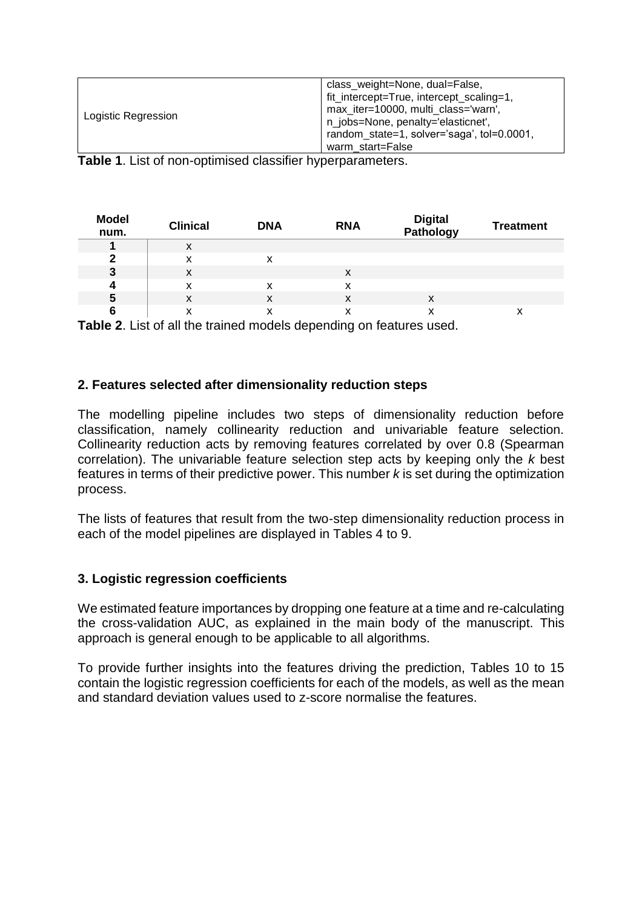| Logistic Regression | class_weight=None, dual=False, fit_intercept=True, intercept_scaling=1, max_iter=10000, multi_class='warn', n_jobs=None, penalty='elasticnet', random_state=1, solver='saga', tol=0.0001, warm_start=False |
|---|---|

**Table 1**. List of non-optimised classifier hyperparameters.

| Model num. | Clinical | DNA | RNA | Digital Pathology | Treatment |
|---|---|---|---|---|---|
| 1 | x | | | | |
| 2 | x | x | | | |
| 3 | x | | x | | |
| 4 | x | x | x | | |
| 5 | x | x | x | x | |
| 6 | x | x | x | x | x |

**Table 2**. List of all the trained models depending on features used.

## 2. Features selected after dimensionality reduction steps

The modelling pipeline includes two steps of dimensionality reduction before classification, namely collinearity reduction and univariable feature selection. Collinearity reduction acts by removing features correlated by over 0.8 (Spearman correlation). The univariable feature selection step acts by keeping only the *k* best features in terms of their predictive power. This number *k* is set during the optimization process.

The lists of features that result from the two-step dimensionality reduction process in each of the model pipelines are displayed in Tables 4 to 9.

## 3. Logistic regression coefficients

We estimated feature importances by dropping one feature at a time and re-calculating the cross-validation AUC, as explained in the main body of the manuscript. This approach is general enough to be applicable to all algorithms.

To provide further insights into the features driving the prediction, Tables 10 to 15 contain the logistic regression coefficients for each of the models, as well as the mean and standard deviation values used to z-score normalise the features.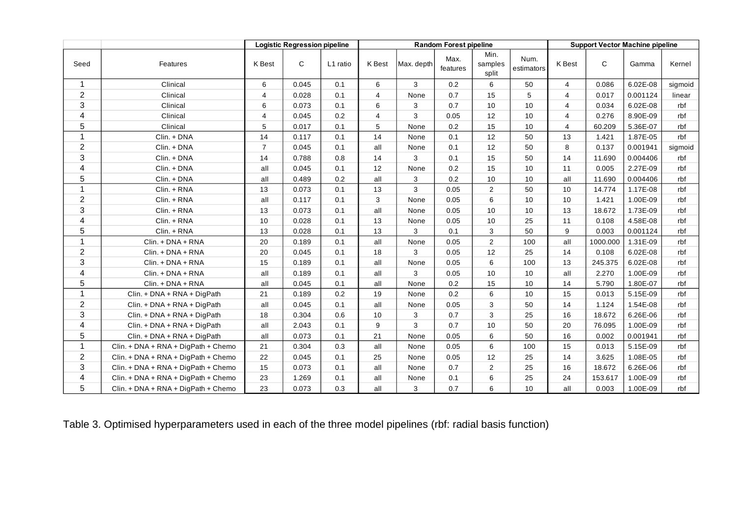| | | Logistic Regression pipeline | | | Random Forest pipeline | | | | | Support Vector Machine pipeline | | | |
|---|---|---|---|---|---|---|---|---|---|---|---|---|---|
| Seed | Features | K Best | C | L1 ratio | K Best | Max. depth | Max. features | Min. samples split | Num. estimators | K Best | C | Gamma | Kernel |
| 1 | Clinical | 6 | 0.045 | 0.1 | 6 | 3 | 0.2 | 6 | 50 | 4 | 0.086 | 6.02E-08 | sigmoid |
| 2 | Clinical | 4 | 0.028 | 0.1 | 4 | None | 0.7 | 15 | 5 | 4 | 0.017 | 0.001124 | linear |
| 3 | Clinical | 6 | 0.073 | 0.1 | 6 | 3 | 0.7 | 10 | 10 | 4 | 0.034 | 6.02E-08 | rbf |
| 4 | Clinical | 4 | 0.045 | 0.2 | 4 | 3 | 0.05 | 12 | 10 | 4 | 0.276 | 8.90E-09 | rbf |
| 5 | Clinical | 5 | 0.017 | 0.1 | 5 | None | 0.2 | 15 | 10 | 4 | 60.209 | 5.36E-07 | rbf |
| 1 | Clin. + DNA | 14 | 0.117 | 0.1 | 14 | None | 0.1 | 12 | 50 | 13 | 1.421 | 1.87E-05 | rbf |
| 2 | Clin. + DNA | 7 | 0.045 | 0.1 | all | None | 0.1 | 12 | 50 | 8 | 0.137 | 0.001941 | sigmoid |
| 3 | Clin. + DNA | 14 | 0.788 | 0.8 | 14 | 3 | 0.1 | 15 | 50 | 14 | 11.690 | 0.004406 | rbf |
| 4 | Clin. + DNA | all | 0.045 | 0.1 | 12 | None | 0.2 | 15 | 10 | 11 | 0.005 | 2.27E-09 | rbf |
| 5 | Clin. + DNA | all | 0.489 | 0.2 | all | 3 | 0.2 | 10 | 10 | all | 11.690 | 0.004406 | rbf |
| 1 | Clin. + RNA | 13 | 0.073 | 0.1 | 13 | 3 | 0.05 | 2 | 50 | 10 | 14.774 | 1.17E-08 | rbf |
| 2 | Clin. + RNA | all | 0.117 | 0.1 | 3 | None | 0.05 | 6 | 10 | 10 | 1.421 | 1.00E-09 | rbf |
| 3 | Clin. + RNA | 13 | 0.073 | 0.1 | all | None | 0.05 | 10 | 10 | 13 | 18.672 | 1.73E-09 | rbf |
| 4 | Clin. + RNA | 10 | 0.028 | 0.1 | 13 | None | 0.05 | 10 | 25 | 11 | 0.108 | 4.58E-08 | rbf |
| 5 | Clin. + RNA | 13 | 0.028 | 0.1 | 13 | 3 | 0.1 | 3 | 50 | 9 | 0.003 | 0.001124 | rbf |
| 1 | Clin. + DNA + RNA | 20 | 0.189 | 0.1 | all | None | 0.05 | 2 | 100 | all | 1000.000 | 1.31E-09 | rbf |
| 2 | Clin. + DNA + RNA | 20 | 0.045 | 0.1 | 18 | 3 | 0.05 | 12 | 25 | 14 | 0.108 | 6.02E-08 | rbf |
| 3 | Clin. + DNA + RNA | 15 | 0.189 | 0.1 | all | None | 0.05 | 6 | 100 | 13 | 245.375 | 6.02E-08 | rbf |
| 4 | Clin. + DNA + RNA | all | 0.189 | 0.1 | all | 3 | 0.05 | 10 | 10 | all | 2.270 | 1.00E-09 | rbf |
| 5 | Clin. + DNA + RNA | all | 0.045 | 0.1 | all | None | 0.2 | 15 | 10 | 14 | 5.790 | 1.80E-07 | rbf |
| 1 | Clin. + DNA + RNA + DigPath | 21 | 0.189 | 0.2 | 19 | None | 0.2 | 6 | 10 | 15 | 0.013 | 5.15E-09 | rbf |
| 2 | Clin. + DNA + RNA + DigPath | all | 0.045 | 0.1 | all | None | 0.05 | 3 | 50 | 14 | 1.124 | 1.54E-08 | rbf |
| 3 | Clin. + DNA + RNA + DigPath | 18 | 0.304 | 0.6 | 10 | 3 | 0.7 | 3 | 25 | 16 | 18.672 | 6.26E-06 | rbf |
| 4 | Clin. + DNA + RNA + DigPath | all | 2.043 | 0.1 | 9 | 3 | 0.7 | 10 | 50 | 20 | 76.095 | 1.00E-09 | rbf |
| 5 | Clin. + DNA + RNA + DigPath | all | 0.073 | 0.1 | 21 | None | 0.05 | 6 | 50 | 16 | 0.002 | 0.001941 | rbf |
| 1 | Clin. + DNA + RNA + DigPath + Chemo | 21 | 0.304 | 0.3 | all | None | 0.05 | 6 | 100 | 15 | 0.013 | 5.15E-09 | rbf |
| 2 | Clin. + DNA + RNA + DigPath + Chemo | 22 | 0.045 | 0.1 | 25 | None | 0.05 | 12 | 25 | 14 | 3.625 | 1.08E-05 | rbf |
| 3 | Clin. + DNA + RNA + DigPath + Chemo | 15 | 0.073 | 0.1 | all | None | 0.7 | 2 | 25 | 16 | 18.672 | 6.26E-06 | rbf |
| 4 | Clin. + DNA + RNA + DigPath + Chemo | 23 | 1.269 | 0.1 | all | None | 0.1 | 6 | 25 | 24 | 153.617 | 1.00E-09 | rbf |
| 5 | Clin. + DNA + RNA + DigPath + Chemo | 23 | 0.073 | 0.3 | all | 3 | 0.7 | 6 | 10 | all | 0.003 | 1.00E-09 | rbf |

Table 3. Optimised hyperparameters used in each of the three model pipelines (rbf: radial basis function)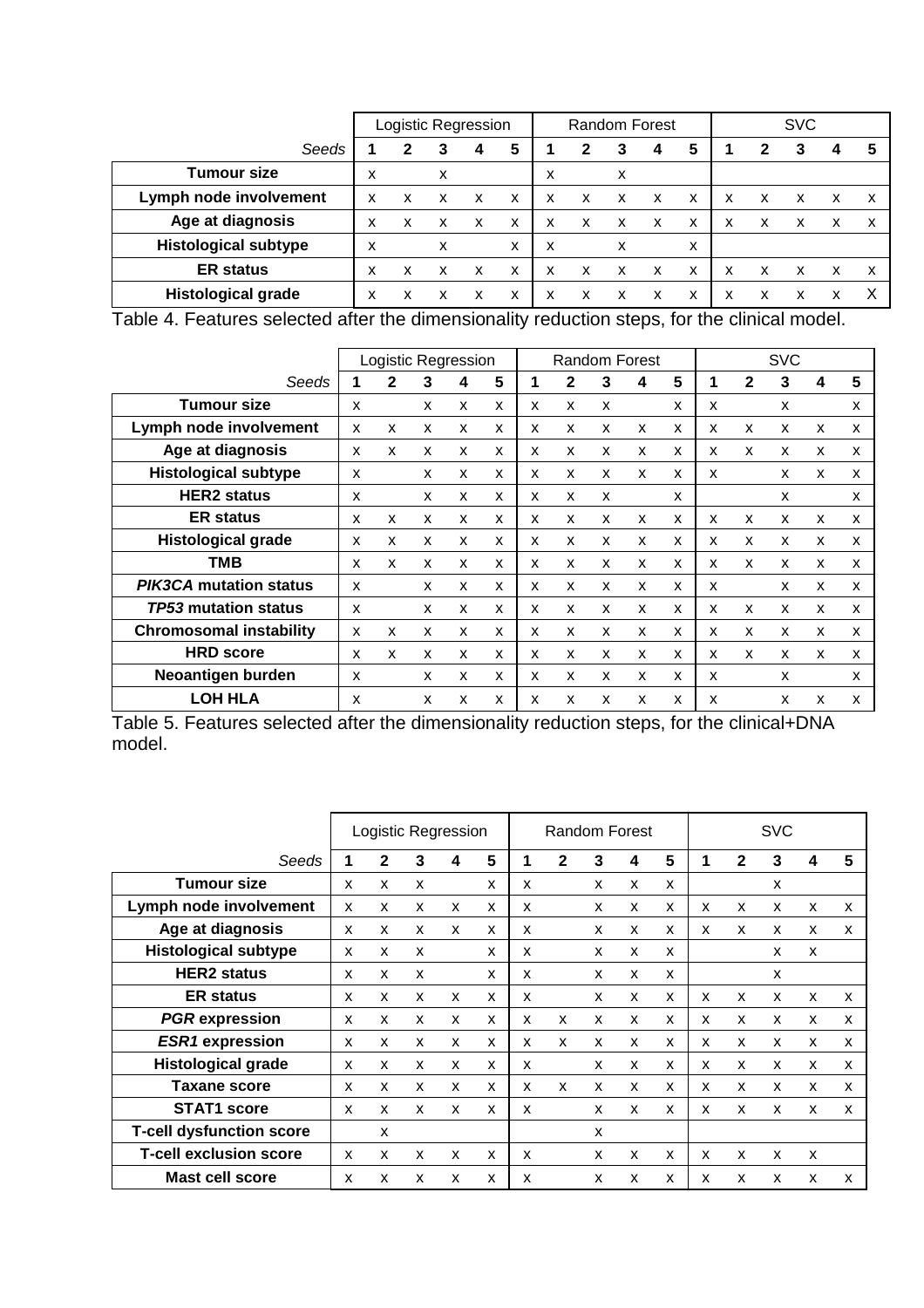| | Logistic Regression | | | | | Random Forest | | | | | SVC | | | | |
|---|---|---|---|---|---|---|---|---|---|---|---|---|---|---|---|
| *Seeds* | **1** | **2** | **3** | **4** | **5** | **1** | **2** | **3** | **4** | **5** | **1** | **2** | **3** | **4** | **5** |
| **Tumour size** | x | | x | | | x | | x | | | | | | | |
| **Lymph node involvement** | x | x | x | x | x | x | x | x | x | x | x | x | x | x | x |
| **Age at diagnosis** | x | x | x | x | x | x | x | x | x | x | x | x | x | x | x |
| **Histological subtype** | x | | x | | x | x | | x | | x | | | | | |
| **ER status** | x | x | x | x | x | x | x | x | x | x | x | x | x | x | x |
| **Histological grade** | x | x | x | x | x | x | x | x | x | x | x | x | x | x | X |

Table 4. Features selected after the dimensionality reduction steps, for the clinical model.

| | Logistic Regression | | | | | Random Forest | | | | | SVC | | | | |
|---|---|---|---|---|---|---|---|---|---|---|---|---|---|---|---|
| *Seeds* | **1** | **2** | **3** | **4** | **5** | **1** | **2** | **3** | **4** | **5** | **1** | **2** | **3** | **4** | **5** |
| **Tumour size** | x | | x | x | x | x | x | x | | x | x | | x | | x |
| **Lymph node involvement** | x | x | x | x | x | x | x | x | x | x | x | x | x | x | x |
| **Age at diagnosis** | x | x | x | x | x | x | x | x | x | x | x | x | x | x | x |
| **Histological subtype** | x | | x | x | x | x | x | x | x | x | x | | x | x | x |
| **HER2 status** | x | | x | x | x | x | x | x | | x | | | x | | x |
| **ER status** | x | x | x | x | x | x | x | x | x | x | x | x | x | x | x |
| **Histological grade** | x | x | x | x | x | x | x | x | x | x | x | x | x | x | x |
| **TMB** | x | x | x | x | x | x | x | x | x | x | x | x | x | x | x |
| ***PIK3CA* mutation status** | x | | x | x | x | x | x | x | x | x | x | | x | x | x |
| ***TP53* mutation status** | x | | x | x | x | x | x | x | x | x | x | x | x | x | x |
| **Chromosomal instability** | x | x | x | x | x | x | x | x | x | x | x | x | x | x | x |
| **HRD score** | x | x | x | x | x | x | x | x | x | x | x | x | x | x | x |
| **Neoantigen burden** | x | | x | x | x | x | x | x | x | x | x | | x | | x |
| **LOH HLA** | x | | x | x | x | x | x | x | x | x | x | | x | x | x |

Table 5. Features selected after the dimensionality reduction steps, for the clinical+DNA model.

| | Logistic Regression | | | | | Random Forest | | | | | SVC | | | | |
|---|---|---|---|---|---|---|---|---|---|---|---|---|---|---|---|
| *Seeds* | **1** | **2** | **3** | **4** | **5** | **1** | **2** | **3** | **4** | **5** | **1** | **2** | **3** | **4** | **5** |
| **Tumour size** | x | x | x | | x | x | | x | x | x | | | x | | |
| **Lymph node involvement** | x | x | x | x | x | x | | x | x | x | x | x | x | x | x |
| **Age at diagnosis** | x | x | x | x | x | x | | x | x | x | x | x | x | x | x |
| **Histological subtype** | x | x | x | | x | x | | x | x | x | | | x | x | |
| **HER2 status** | x | x | x | | x | x | | x | x | x | | | x | | |
| **ER status** | x | x | x | x | x | x | | x | x | x | x | x | x | x | x |
| ***PGR* expression** | x | x | x | x | x | x | x | x | x | x | x | x | x | x | x |
| ***ESR1* expression** | x | x | x | x | x | x | x | x | x | x | x | x | x | x | x |
| **Histological grade** | x | x | x | x | x | x | | x | x | x | x | x | x | x | x |
| **Taxane score** | x | x | x | x | x | x | x | x | x | x | x | x | x | x | x |
| **STAT1 score** | x | x | x | x | x | x | | x | x | x | x | x | x | x | x |
| **T-cell dysfunction score** | | x | | | | | | x | | | | | | | |
| **T-cell exclusion score** | x | x | x | x | x | x | | x | x | x | x | x | x | x | |
| **Mast cell score** | x | x | x | x | x | x | | x | x | x | x | x | x | x | x |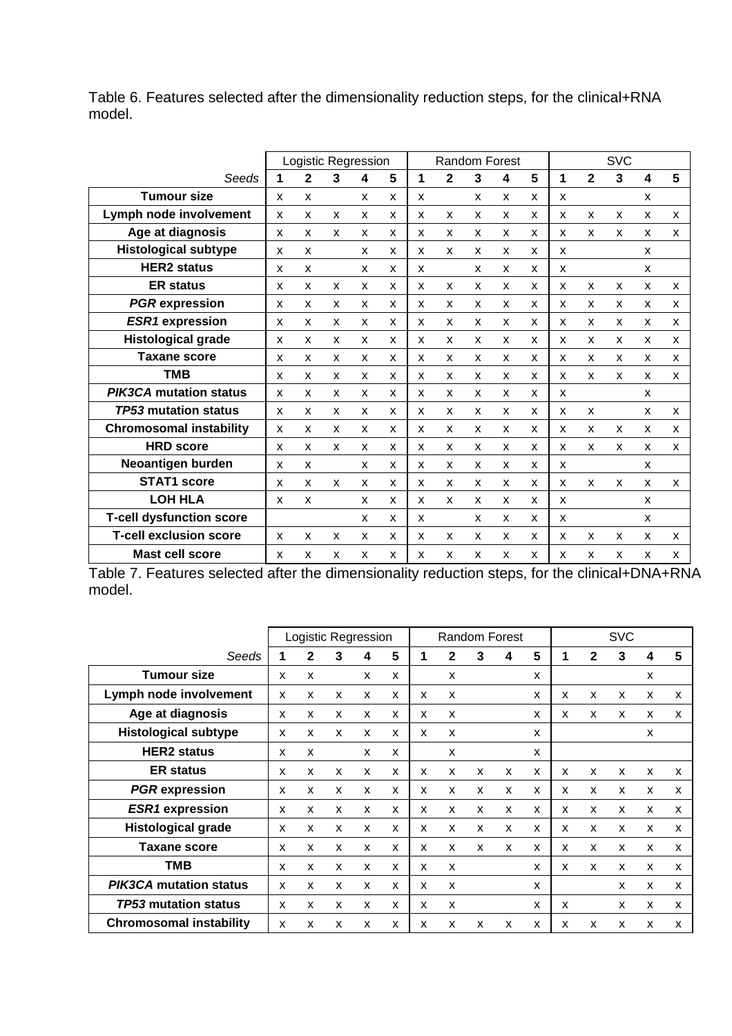Table 6. Features selected after the dimensionality reduction steps, for the clinical+RNA model.

| | Logistic Regression | | | | | Random Forest | | | | | SVC | | | | |
|---|---|---|---|---|---|---|---|---|---|---|---|---|---|---|---|
| *Seeds* | **1** | **2** | **3** | **4** | **5** | **1** | **2** | **3** | **4** | **5** | **1** | **2** | **3** | **4** | **5** |
| **Tumour size** | x | x | | x | x | x | | x | x | x | x | | | x | |
| **Lymph node involvement** | x | x | x | x | x | x | x | x | x | x | x | x | x | x | x |
| **Age at diagnosis** | x | x | x | x | x | x | x | x | x | x | x | x | x | x | x |
| **Histological subtype** | x | x | | x | x | x | x | x | x | x | x | | | x | |
| **HER2 status** | x | x | | x | x | x | | x | x | x | x | | | x | |
| **ER status** | x | x | x | x | x | x | x | x | x | x | x | x | x | x | x |
| ***PGR* expression** | x | x | x | x | x | x | x | x | x | x | x | x | x | x | x |
| ***ESR1* expression** | x | x | x | x | x | x | x | x | x | x | x | x | x | x | x |
| **Histological grade** | x | x | x | x | x | x | x | x | x | x | x | x | x | x | x |
| **Taxane score** | x | x | x | x | x | x | x | x | x | x | x | x | x | x | x |
| **TMB** | x | x | x | x | x | x | x | x | x | x | x | x | x | x | x |
| ***PIK3CA* mutation status** | x | x | x | x | x | x | x | x | x | x | x | | | x | |
| ***TP53* mutation status** | x | x | x | x | x | x | x | x | x | x | x | x | | x | x |
| **Chromosomal instability** | x | x | x | x | x | x | x | x | x | x | x | x | x | x | x |
| **HRD score** | x | x | x | x | x | x | x | x | x | x | x | x | x | x | x |
| **Neoantigen burden** | x | x | | x | x | x | x | x | x | x | x | | | x | |
| **STAT1 score** | x | x | x | x | x | x | x | x | x | x | x | x | x | x | x |
| **LOH HLA** | x | x | | x | x | x | x | x | x | x | x | | | x | |
| **T-cell dysfunction score** | | | | x | x | x | | x | x | x | x | | | x | |
| **T-cell exclusion score** | x | x | x | x | x | x | x | x | x | x | x | x | x | x | x |
| **Mast cell score** | x | x | x | x | x | x | x | x | x | x | x | x | x | x | x |

Table 7. Features selected after the dimensionality reduction steps, for the clinical+DNA+RNA model.

| | Logistic Regression | | | | | Random Forest | | | | | SVC | | | | |
|---|---|---|---|---|---|---|---|---|---|---|---|---|---|---|---|
| *Seeds* | **1** | **2** | **3** | **4** | **5** | **1** | **2** | **3** | **4** | **5** | **1** | **2** | **3** | **4** | **5** |
| **Tumour size** | x | x | | x | x | | x | | | x | | | | x | |
| **Lymph node involvement** | x | x | x | x | x | x | x | | | x | x | x | x | x | x |
| **Age at diagnosis** | x | x | x | x | x | x | x | | | x | x | x | x | x | x |
| **Histological subtype** | x | x | x | x | x | x | x | | | x | | | | x | |
| **HER2 status** | x | x | | x | x | | x | | | x | | | | | |
| **ER status** | x | x | x | x | x | x | x | x | x | x | x | x | x | x | x |
| ***PGR* expression** | x | x | x | x | x | x | x | x | x | x | x | x | x | x | x |
| ***ESR1* expression** | x | x | x | x | x | x | x | x | x | x | x | x | x | x | x |
| **Histological grade** | x | x | x | x | x | x | x | x | x | x | x | x | x | x | x |
| **Taxane score** | x | x | x | x | x | x | x | x | x | x | x | x | x | x | x |
| **TMB** | x | x | x | x | x | x | x | | | x | x | x | x | x | x |
| ***PIK3CA* mutation status** | x | x | x | x | x | x | x | | | x | | | x | x | x |
| ***TP53* mutation status** | x | x | x | x | x | x | x | | | x | x | | x | x | x |
| **Chromosomal instability** | x | x | x | x | x | x | x | x | x | x | x | x | x | x | x |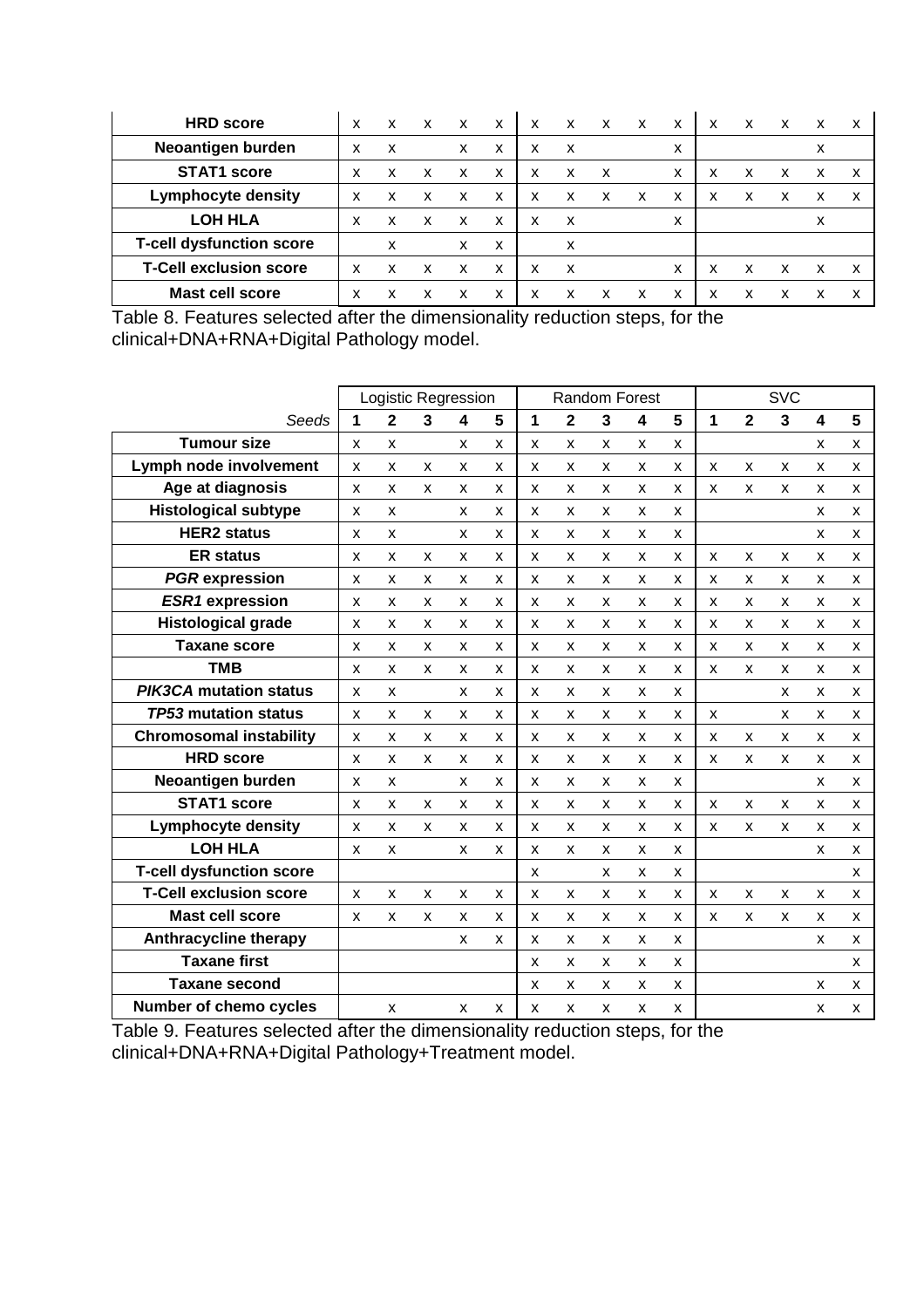| | | | | | | | | | | | | | | | |
|---|---|---|---|---|---|---|---|---|---|---|---|---|---|---|---|
| **HRD score** | x | x | x | x | x | x | x | x | x | x | x | x | x | x | x |
| **Neoantigen burden** | x | x | | x | x | x | x | | | x | | | | x | |
| **STAT1 score** | x | x | x | x | x | x | x | x | | x | x | x | x | x | x |
| **Lymphocyte density** | x | x | x | x | x | x | x | x | x | x | x | x | x | x | x |
| **LOH HLA** | x | x | x | x | x | x | x | | | x | | | | x | |
| **T-cell dysfunction score** | | x | | x | x | | x | | | | | | | | |
| **T-Cell exclusion score** | x | x | x | x | x | x | x | | | x | x | x | x | x | x |
| **Mast cell score** | x | x | x | x | x | x | x | x | x | x | x | x | x | x | x |

Table 8. Features selected after the dimensionality reduction steps, for the clinical+DNA+RNA+Digital Pathology model.

| | Logistic Regression | | | | | Random Forest | | | | | SVC | | | | |
|---|---|---|---|---|---|---|---|---|---|---|---|---|---|---|---|
| *Seeds* | **1** | **2** | **3** | **4** | **5** | **1** | **2** | **3** | **4** | **5** | **1** | **2** | **3** | **4** | **5** |
| **Tumour size** | x | x | | x | x | x | x | x | x | x | | | | x | x |
| **Lymph node involvement** | x | x | x | x | x | x | x | x | x | x | x | x | x | x | x |
| **Age at diagnosis** | x | x | x | x | x | x | x | x | x | x | x | x | x | x | x |
| **Histological subtype** | x | x | | x | x | x | x | x | x | x | | | | x | x |
| **HER2 status** | x | x | | x | x | x | x | x | x | x | | | | x | x |
| **ER status** | x | x | x | x | x | x | x | x | x | x | x | x | x | x | x |
| ***PGR* expression** | x | x | x | x | x | x | x | x | x | x | x | x | x | x | x |
| ***ESR1* expression** | x | x | x | x | x | x | x | x | x | x | x | x | x | x | x |
| **Histological grade** | x | x | x | x | x | x | x | x | x | x | x | x | x | x | x |
| **Taxane score** | x | x | x | x | x | x | x | x | x | x | x | x | x | x | x |
| **TMB** | x | x | x | x | x | x | x | x | x | x | x | x | x | x | x |
| ***PIK3CA* mutation status** | x | x | | x | x | x | x | x | x | x | | | x | x | x |
| ***TP53* mutation status** | x | x | x | x | x | x | x | x | x | x | x | | x | x | x |
| **Chromosomal instability** | x | x | x | x | x | x | x | x | x | x | x | x | x | x | x |
| **HRD score** | x | x | x | x | x | x | x | x | x | x | x | x | x | x | x |
| **Neoantigen burden** | x | x | | x | x | x | x | x | x | x | | | | x | x |
| **STAT1 score** | x | x | x | x | x | x | x | x | x | x | x | x | x | x | x |
| **Lymphocyte density** | x | x | x | x | x | x | x | x | x | x | x | x | x | x | x |
| **LOH HLA** | x | x | | x | x | x | x | x | x | x | | | | x | x |
| **T-cell dysfunction score** | | | | | | x | | x | x | x | | | | | x |
| **T-Cell exclusion score** | x | x | x | x | x | x | x | x | x | x | x | x | x | x | x |
| **Mast cell score** | x | x | x | x | x | x | x | x | x | x | x | x | x | x | x |
| **Anthracycline therapy** | | | | x | x | x | x | x | x | x | | | | x | x |
| **Taxane first** | | | | | | x | x | x | x | x | | | | | x |
| **Taxane second** | | | | | | x | x | x | x | x | | | | x | x |
| **Number of chemo cycles** | | x | | x | x | x | x | x | x | x | | | | x | x |

Table 9. Features selected after the dimensionality reduction steps, for the clinical+DNA+RNA+Digital Pathology+Treatment model.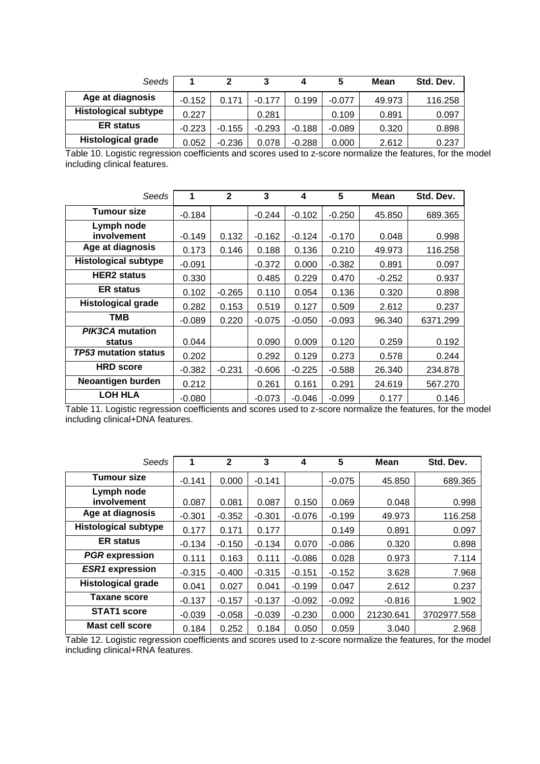| *Seeds* | 1 | 2 | 3 | 4 | 5 | Mean | Std. Dev. |
|---|---|---|---|---|---|---|---|
| **Age at diagnosis** | -0.152 | 0.171 | -0.177 | 0.199 | -0.077 | 49.973 | 116.258 |
| **Histological subtype** | 0.227 | | 0.281 | | 0.109 | 0.891 | 0.097 |
| **ER status** | -0.223 | -0.155 | -0.293 | -0.188 | -0.089 | 0.320 | 0.898 |
| **Histological grade** | 0.052 | -0.236 | 0.078 | -0.288 | 0.000 | 2.612 | 0.237 |

Table 10. Logistic regression coefficients and scores used to z-score normalize the features, for the model including clinical features.

| *Seeds* | 1 | 2 | 3 | 4 | 5 | Mean | Std. Dev. |
|---|---|---|---|---|---|---|---|
| **Tumour size** | -0.184 | | -0.244 | -0.102 | -0.250 | 45.850 | 689.365 |
| **Lymph node involvement** | -0.149 | 0.132 | -0.162 | -0.124 | -0.170 | 0.048 | 0.998 |
| **Age at diagnosis** | 0.173 | 0.146 | 0.188 | 0.136 | 0.210 | 49.973 | 116.258 |
| **Histological subtype** | -0.091 | | -0.372 | 0.000 | -0.382 | 0.891 | 0.097 |
| **HER2 status** | 0.330 | | 0.485 | 0.229 | 0.470 | -0.252 | 0.937 |
| **ER status** | 0.102 | -0.265 | 0.110 | 0.054 | 0.136 | 0.320 | 0.898 |
| **Histological grade** | 0.282 | 0.153 | 0.519 | 0.127 | 0.509 | 2.612 | 0.237 |
| **TMB** | -0.089 | 0.220 | -0.075 | -0.050 | -0.093 | 96.340 | 6371.299 |
| ***PIK3CA* mutation status** | 0.044 | | 0.090 | 0.009 | 0.120 | 0.259 | 0.192 |
| ***TP53* mutation status** | 0.202 | | 0.292 | 0.129 | 0.273 | 0.578 | 0.244 |
| **HRD score** | -0.382 | -0.231 | -0.606 | -0.225 | -0.588 | 26.340 | 234.878 |
| **Neoantigen burden** | 0.212 | | 0.261 | 0.161 | 0.291 | 24.619 | 567.270 |
| **LOH HLA** | -0.080 | | -0.073 | -0.046 | -0.099 | 0.177 | 0.146 |

Table 11. Logistic regression coefficients and scores used to z-score normalize the features, for the model including clinical+DNA features.

| *Seeds* | 1 | 2 | 3 | 4 | 5 | Mean | Std. Dev. |
|---|---|---|---|---|---|---|---|
| **Tumour size** | -0.141 | 0.000 | -0.141 | | -0.075 | 45.850 | 689.365 |
| **Lymph node involvement** | 0.087 | 0.081 | 0.087 | 0.150 | 0.069 | 0.048 | 0.998 |
| **Age at diagnosis** | -0.301 | -0.352 | -0.301 | -0.076 | -0.199 | 49.973 | 116.258 |
| **Histological subtype** | 0.177 | 0.171 | 0.177 | | 0.149 | 0.891 | 0.097 |
| **ER status** | -0.134 | -0.150 | -0.134 | 0.070 | -0.086 | 0.320 | 0.898 |
| ***PGR* expression** | 0.111 | 0.163 | 0.111 | -0.086 | 0.028 | 0.973 | 7.114 |
| ***ESR1* expression** | -0.315 | -0.400 | -0.315 | -0.151 | -0.152 | 3.628 | 7.968 |
| **Histological grade** | 0.041 | 0.027 | 0.041 | -0.199 | 0.047 | 2.612 | 0.237 |
| **Taxane score** | -0.137 | -0.157 | -0.137 | -0.092 | -0.092 | -0.816 | 1.902 |
| **STAT1 score** | -0.039 | -0.058 | -0.039 | -0.230 | 0.000 | 21230.641 | 3702977.558 |
| **Mast cell score** | 0.184 | 0.252 | 0.184 | 0.050 | 0.059 | 3.040 | 2.968 |

Table 12. Logistic regression coefficients and scores used to z-score normalize the features, for the model including clinical+RNA features.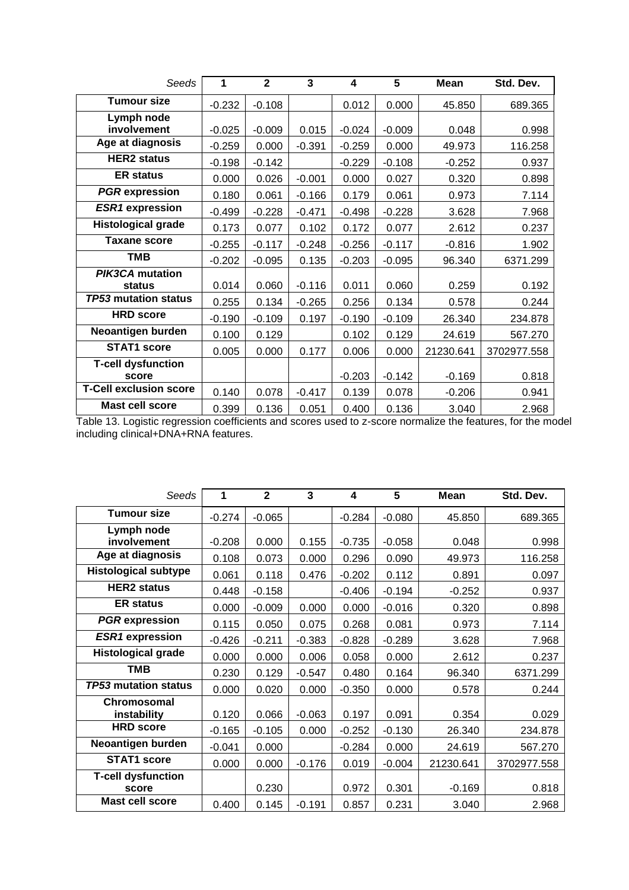| *Seeds* | 1 | 2 | 3 | 4 | 5 | Mean | Std. Dev. |
|---|---|---|---|---|---|---|---|
| **Tumour size** | -0.232 | -0.108 | | 0.012 | 0.000 | 45.850 | 689.365 |
| **Lymph node involvement** | -0.025 | -0.009 | 0.015 | -0.024 | -0.009 | 0.048 | 0.998 |
| **Age at diagnosis** | -0.259 | 0.000 | -0.391 | -0.259 | 0.000 | 49.973 | 116.258 |
| **HER2 status** | -0.198 | -0.142 | | -0.229 | -0.108 | -0.252 | 0.937 |
| **ER status** | 0.000 | 0.026 | -0.001 | 0.000 | 0.027 | 0.320 | 0.898 |
| ***PGR* expression** | 0.180 | 0.061 | -0.166 | 0.179 | 0.061 | 0.973 | 7.114 |
| ***ESR1* expression** | -0.499 | -0.228 | -0.471 | -0.498 | -0.228 | 3.628 | 7.968 |
| **Histological grade** | 0.173 | 0.077 | 0.102 | 0.172 | 0.077 | 2.612 | 0.237 |
| **Taxane score** | -0.255 | -0.117 | -0.248 | -0.256 | -0.117 | -0.816 | 1.902 |
| **TMB** | -0.202 | -0.095 | 0.135 | -0.203 | -0.095 | 96.340 | 6371.299 |
| ***PIK3CA* mutation status** | 0.014 | 0.060 | -0.116 | 0.011 | 0.060 | 0.259 | 0.192 |
| ***TP53* mutation status** | 0.255 | 0.134 | -0.265 | 0.256 | 0.134 | 0.578 | 0.244 |
| **HRD score** | -0.190 | -0.109 | 0.197 | -0.190 | -0.109 | 26.340 | 234.878 |
| **Neoantigen burden** | 0.100 | 0.129 | | 0.102 | 0.129 | 24.619 | 567.270 |
| **STAT1 score** | 0.005 | 0.000 | 0.177 | 0.006 | 0.000 | 21230.641 | 3702977.558 |
| **T-cell dysfunction score** | | | | -0.203 | -0.142 | -0.169 | 0.818 |
| **T-Cell exclusion score** | 0.140 | 0.078 | -0.417 | 0.139 | 0.078 | -0.206 | 0.941 |
| **Mast cell score** | 0.399 | 0.136 | 0.051 | 0.400 | 0.136 | 3.040 | 2.968 |

Table 13. Logistic regression coefficients and scores used to z-score normalize the features, for the model including clinical+DNA+RNA features.

| *Seeds* | 1 | 2 | 3 | 4 | 5 | Mean | Std. Dev. |
|---|---|---|---|---|---|---|---|
| **Tumour size** | -0.274 | -0.065 | | -0.284 | -0.080 | 45.850 | 689.365 |
| **Lymph node involvement** | -0.208 | 0.000 | 0.155 | -0.735 | -0.058 | 0.048 | 0.998 |
| **Age at diagnosis** | 0.108 | 0.073 | 0.000 | 0.296 | 0.090 | 49.973 | 116.258 |
| **Histological subtype** | 0.061 | 0.118 | 0.476 | -0.202 | 0.112 | 0.891 | 0.097 |
| **HER2 status** | 0.448 | -0.158 | | -0.406 | -0.194 | -0.252 | 0.937 |
| **ER status** | 0.000 | -0.009 | 0.000 | 0.000 | -0.016 | 0.320 | 0.898 |
| ***PGR* expression** | 0.115 | 0.050 | 0.075 | 0.268 | 0.081 | 0.973 | 7.114 |
| ***ESR1* expression** | -0.426 | -0.211 | -0.383 | -0.828 | -0.289 | 3.628 | 7.968 |
| **Histological grade** | 0.000 | 0.000 | 0.006 | 0.058 | 0.000 | 2.612 | 0.237 |
| **TMB** | 0.230 | 0.129 | -0.547 | 0.480 | 0.164 | 96.340 | 6371.299 |
| ***TP53* mutation status** | 0.000 | 0.020 | 0.000 | -0.350 | 0.000 | 0.578 | 0.244 |
| **Chromosomal instability** | 0.120 | 0.066 | -0.063 | 0.197 | 0.091 | 0.354 | 0.029 |
| **HRD score** | -0.165 | -0.105 | 0.000 | -0.252 | -0.130 | 26.340 | 234.878 |
| **Neoantigen burden** | -0.041 | 0.000 | | -0.284 | 0.000 | 24.619 | 567.270 |
| **STAT1 score** | 0.000 | 0.000 | -0.176 | 0.019 | -0.004 | 21230.641 | 3702977.558 |
| **T-cell dysfunction score** | | 0.230 | | 0.972 | 0.301 | -0.169 | 0.818 |
| **Mast cell score** | 0.400 | 0.145 | -0.191 | 0.857 | 0.231 | 3.040 | 2.968 |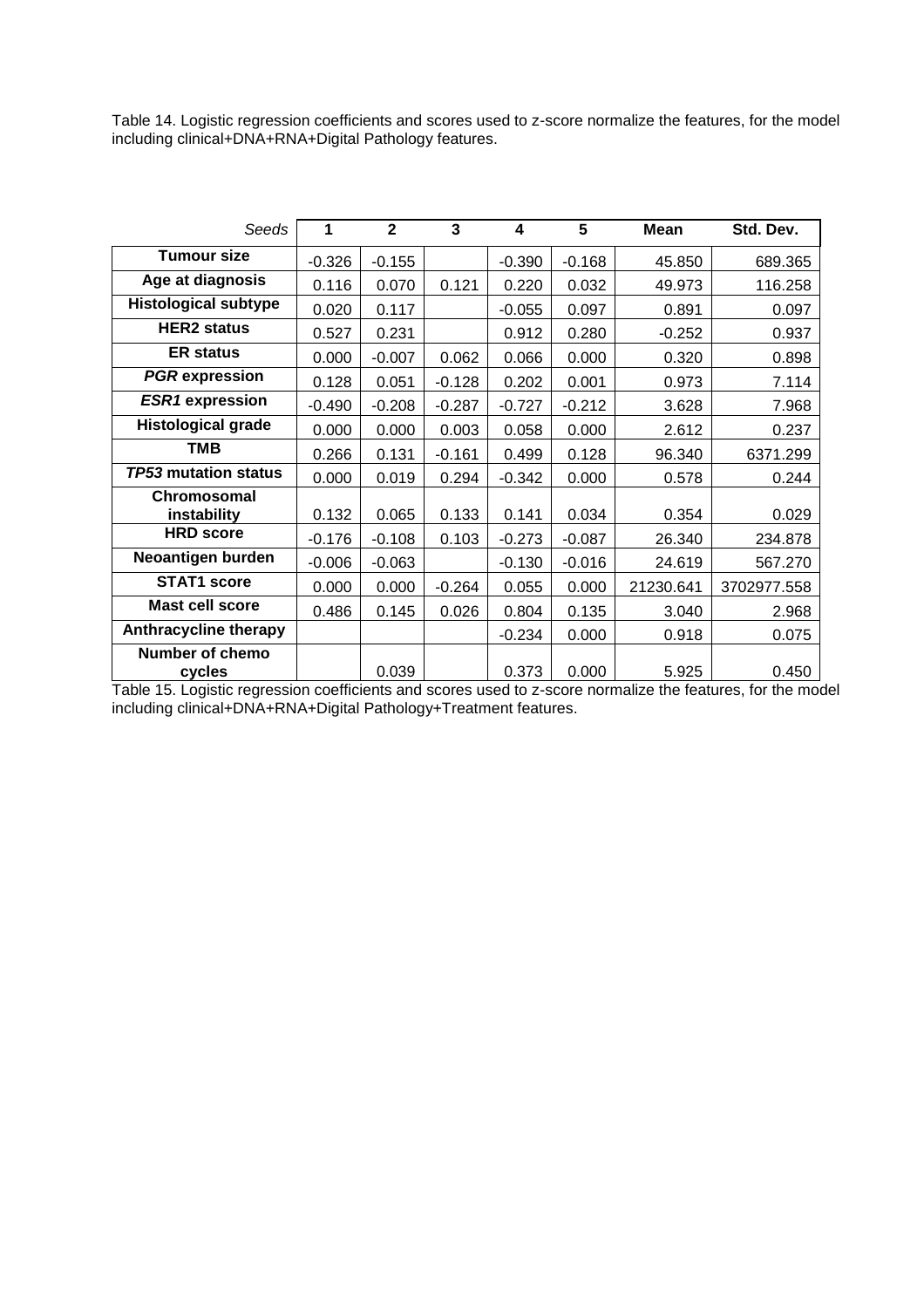Table 14. Logistic regression coefficients and scores used to z-score normalize the features, for the model including clinical+DNA+RNA+Digital Pathology features.

| *Seeds* | 1 | 2 | 3 | 4 | 5 | Mean | Std. Dev. |
|---|---|---|---|---|---|---|---|
| **Tumour size** | -0.326 | -0.155 | | -0.390 | -0.168 | 45.850 | 689.365 |
| **Age at diagnosis** | 0.116 | 0.070 | 0.121 | 0.220 | 0.032 | 49.973 | 116.258 |
| **Histological subtype** | 0.020 | 0.117 | | -0.055 | 0.097 | 0.891 | 0.097 |
| **HER2 status** | 0.527 | 0.231 | | 0.912 | 0.280 | -0.252 | 0.937 |
| **ER status** | 0.000 | -0.007 | 0.062 | 0.066 | 0.000 | 0.320 | 0.898 |
| ***PGR* expression** | 0.128 | 0.051 | -0.128 | 0.202 | 0.001 | 0.973 | 7.114 |
| ***ESR1* expression** | -0.490 | -0.208 | -0.287 | -0.727 | -0.212 | 3.628 | 7.968 |
| **Histological grade** | 0.000 | 0.000 | 0.003 | 0.058 | 0.000 | 2.612 | 0.237 |
| **TMB** | 0.266 | 0.131 | -0.161 | 0.499 | 0.128 | 96.340 | 6371.299 |
| ***TP53* mutation status** | 0.000 | 0.019 | 0.294 | -0.342 | 0.000 | 0.578 | 0.244 |
| **Chromosomal instability** | 0.132 | 0.065 | 0.133 | 0.141 | 0.034 | 0.354 | 0.029 |
| **HRD score** | -0.176 | -0.108 | 0.103 | -0.273 | -0.087 | 26.340 | 234.878 |
| **Neoantigen burden** | -0.006 | -0.063 | | -0.130 | -0.016 | 24.619 | 567.270 |
| **STAT1 score** | 0.000 | 0.000 | -0.264 | 0.055 | 0.000 | 21230.641 | 3702977.558 |
| **Mast cell score** | 0.486 | 0.145 | 0.026 | 0.804 | 0.135 | 3.040 | 2.968 |
| **Anthracycline therapy** | | | | -0.234 | 0.000 | 0.918 | 0.075 |
| **Number of chemo cycles** | | 0.039 | | 0.373 | 0.000 | 5.925 | 0.450 |

Table 15. Logistic regression coefficients and scores used to z-score normalize the features, for the model including clinical+DNA+RNA+Digital Pathology+Treatment features.